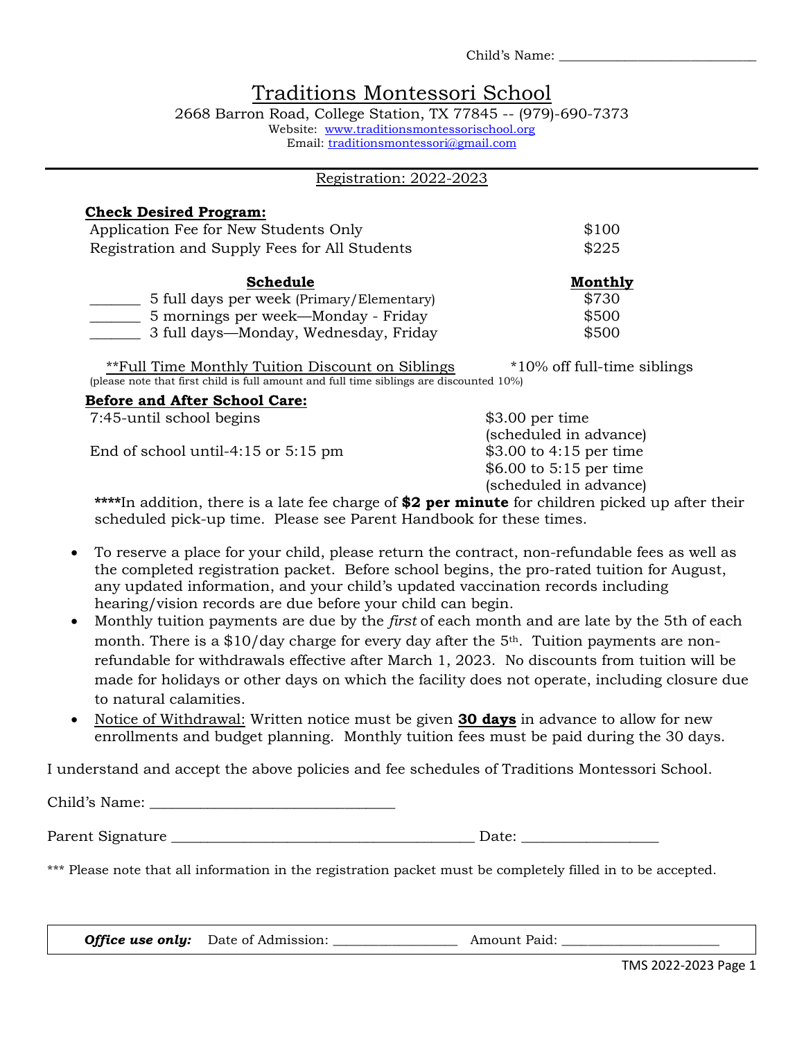Child's Name: ____________________________

# Traditions Montessori School

2668 Barron Road, College Station, TX 77845 -- (979)-690-7373

Website: www.traditionsmontessorischool.org

Email: traditionsmontessori@gmail.com

---

Registration: 2022-2023

**Check Desired Program:**

| | |
|---|---|
| Application Fee for New Students Only | $100 |
| Registration and Supply Fees for All Students | $225 |

| **Schedule** | **Monthly** |
|---|---|
| _______ 5 full days per week (Primary/Elementary) | $730 |
| _______ 5 mornings per week—Monday - Friday | $500 |
| _______ 3 full days—Monday, Wednesday, Friday | $500 |

**Full Time Monthly Tuition Discount on Siblings *10% off full-time siblings

(please note that first child is full amount and full time siblings are discounted 10%)

**Before and After School Care:**

| | |
|---|---|
| 7:45-until school begins | $3.00 per time (scheduled in advance) |
| End of school until-4:15 or 5:15 pm | $3.00 to 4:15 per time<br>$6.00 to 5:15 per time<br>(scheduled in advance) |

****In addition, there is a late fee charge of **$2 per minute** for children picked up after their scheduled pick-up time. Please see Parent Handbook for these times.

- To reserve a place for your child, please return the contract, non-refundable fees as well as the completed registration packet. Before school begins, the pro-rated tuition for August, any updated information, and your child's updated vaccination records including hearing/vision records are due before your child can begin.
- Monthly tuition payments are due by the *first* of each month and are late by the 5th of each month. There is a $10/day charge for every day after the 5th. Tuition payments are non-refundable for withdrawals effective after March 1, 2023. No discounts from tuition will be made for holidays or other days on which the facility does not operate, including closure due to natural calamities.
- Notice of Withdrawal: Written notice must be given **30 days** in advance to allow for new enrollments and budget planning. Monthly tuition fees must be paid during the 30 days.

I understand and accept the above policies and fee schedules of Traditions Montessori School.

Child's Name: ________________________________

Parent Signature ________________________________________ Date: __________________

*** Please note that all information in the registration packet must be completely filled in to be accepted.

***Office use only:*** Date of Admission: _________________ Amount Paid: ______________________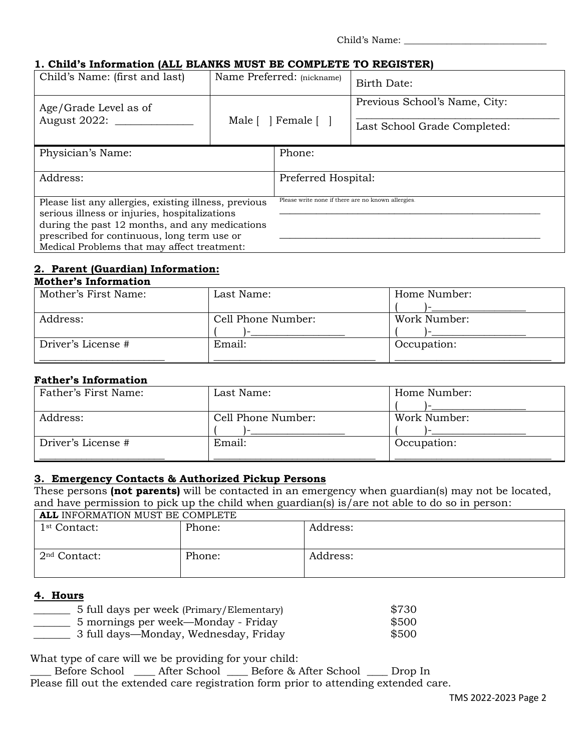Child's Name: ______________________________

## 1. Child's Information (ALL BLANKS MUST BE COMPLETE TO REGISTER)

| Child's Name: (first and last) | Name Preferred: (nickname) | Birth Date: |
|---|---|---|
| Age/Grade Level as of August 2022: ______________ | Male [ ] Female [ ] | Previous School's Name, City: ______________________________ Last School Grade Completed: |

| Physician's Name: | Phone: |
|---|---|
| Address: | Preferred Hospital: |
| Please list any allergies, existing illness, previous serious illness or injuries, hospitalizations during the past 12 months, and any medications prescribed for continuous, long term use or Medical Problems that may affect treatment: | Please write none if there are no known allergies. ______________________________________________ ______________________________________________ |

## 2. Parent (Guardian) Information:

### Mother's Information

| Mother's First Name: | Last Name: | Home Number: ( )-_________________ |
|---|---|---|
| Address: | Cell Phone Number: ( )-_________________ | Work Number: ( )-_________________ |
| Driver's License # ________________________ | Email: ______________________________ | Occupation: ______________________________ |

### Father's Information

| Father's First Name: | Last Name: | Home Number: ( )-_________________ |
|---|---|---|
| Address: | Cell Phone Number: ( )-_________________ | Work Number: ( )-_________________ |
| Driver's License # ________________________ | Email: ______________________________ | Occupation: ______________________________ |

## 3. Emergency Contacts & Authorized Pickup Persons

These persons **(not parents)** will be contacted in an emergency when guardian(s) may not be located, and have permission to pick up the child when guardian(s) is/are not able to do so in person:

| **ALL** INFORMATION MUST BE COMPLETE | | |
|---|---|---|
| 1st Contact: | Phone: | Address: |
| 2nd Contact: | Phone: | Address: |

## 4. Hours

_______ 5 full days per week (Primary/Elementary) $730
_______ 5 mornings per week—Monday - Friday $500
_______ 3 full days—Monday, Wednesday, Friday $500

What type of care will we be providing for your child:
____ Before School ____ After School ____ Before & After School ____ Drop In
Please fill out the extended care registration form prior to attending extended care.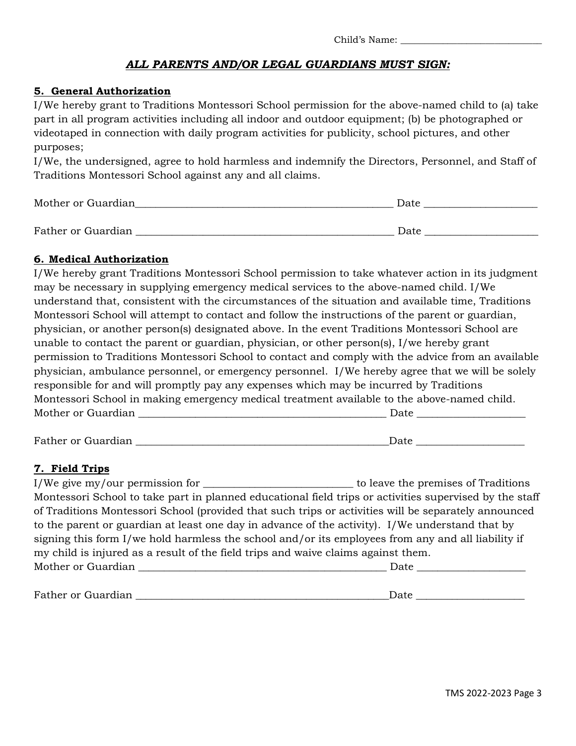Child's Name: ______________________________

***ALL PARENTS AND/OR LEGAL GUARDIANS MUST SIGN:***

## **5. General Authorization**

I/We hereby grant to Traditions Montessori School permission for the above-named child to (a) take part in all program activities including all indoor and outdoor equipment; (b) be photographed or videotaped in connection with daily program activities for publicity, school pictures, and other purposes;

I/We, the undersigned, agree to hold harmless and indemnify the Directors, Personnel, and Staff of Traditions Montessori School against any and all claims.

Mother or Guardian____________________________________________________ Date ______________________

Father or Guardian ____________________________________________________ Date ______________________

## **6. Medical Authorization**

I/We hereby grant Traditions Montessori School permission to take whatever action in its judgment may be necessary in supplying emergency medical services to the above-named child. I/We understand that, consistent with the circumstances of the situation and available time, Traditions Montessori School will attempt to contact and follow the instructions of the parent or guardian, physician, or another person(s) designated above. In the event Traditions Montessori School are unable to contact the parent or guardian, physician, or other person(s), I/we hereby grant permission to Traditions Montessori School to contact and comply with the advice from an available physician, ambulance personnel, or emergency personnel. I/We hereby agree that we will be solely responsible for and will promptly pay any expenses which may be incurred by Traditions Montessori School in making emergency medical treatment available to the above-named child.

Mother or Guardian ___________________________________________________ Date _____________________

Father or Guardian ____________________________________________________Date _____________________

## **7. Field Trips**

I/We give my/our permission for ______________________________ to leave the premises of Traditions Montessori School to take part in planned educational field trips or activities supervised by the staff of Traditions Montessori School (provided that such trips or activities will be separately announced to the parent or guardian at least one day in advance of the activity). I/We understand that by signing this form I/we hold harmless the school and/or its employees from any and all liability if my child is injured as a result of the field trips and waive claims against them.

Mother or Guardian ___________________________________________________ Date _____________________

Father or Guardian ____________________________________________________Date _____________________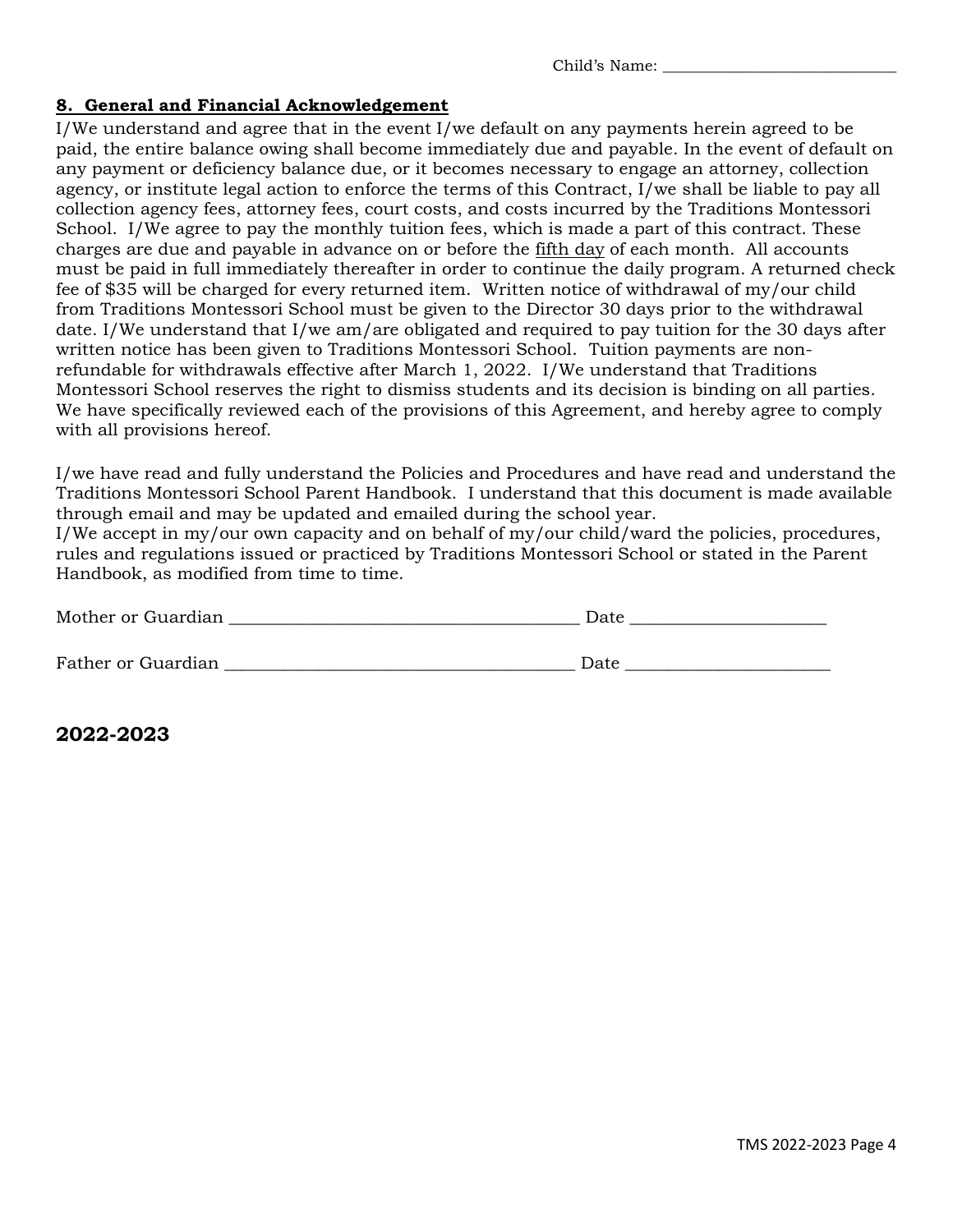Child's Name: ___________________________

## 8. General and Financial Acknowledgement

I/We understand and agree that in the event I/we default on any payments herein agreed to be paid, the entire balance owing shall become immediately due and payable. In the event of default on any payment or deficiency balance due, or it becomes necessary to engage an attorney, collection agency, or institute legal action to enforce the terms of this Contract, I/we shall be liable to pay all collection agency fees, attorney fees, court costs, and costs incurred by the Traditions Montessori School. I/We agree to pay the monthly tuition fees, which is made a part of this contract. These charges are due and payable in advance on or before the fifth day of each month. All accounts must be paid in full immediately thereafter in order to continue the daily program. A returned check fee of $35 will be charged for every returned item. Written notice of withdrawal of my/our child from Traditions Montessori School must be given to the Director 30 days prior to the withdrawal date. I/We understand that I/we am/are obligated and required to pay tuition for the 30 days after written notice has been given to Traditions Montessori School. Tuition payments are non-refundable for withdrawals effective after March 1, 2022. I/We understand that Traditions Montessori School reserves the right to dismiss students and its decision is binding on all parties. We have specifically reviewed each of the provisions of this Agreement, and hereby agree to comply with all provisions hereof.

I/we have read and fully understand the Policies and Procedures and have read and understand the Traditions Montessori School Parent Handbook. I understand that this document is made available through email and may be updated and emailed during the school year.
I/We accept in my/our own capacity and on behalf of my/our child/ward the policies, procedures, rules and regulations issued or practiced by Traditions Montessori School or stated in the Parent Handbook, as modified from time to time.

Mother or Guardian _______________________________________ Date ______________________

Father or Guardian _______________________________________ Date ______________________

**2022-2023**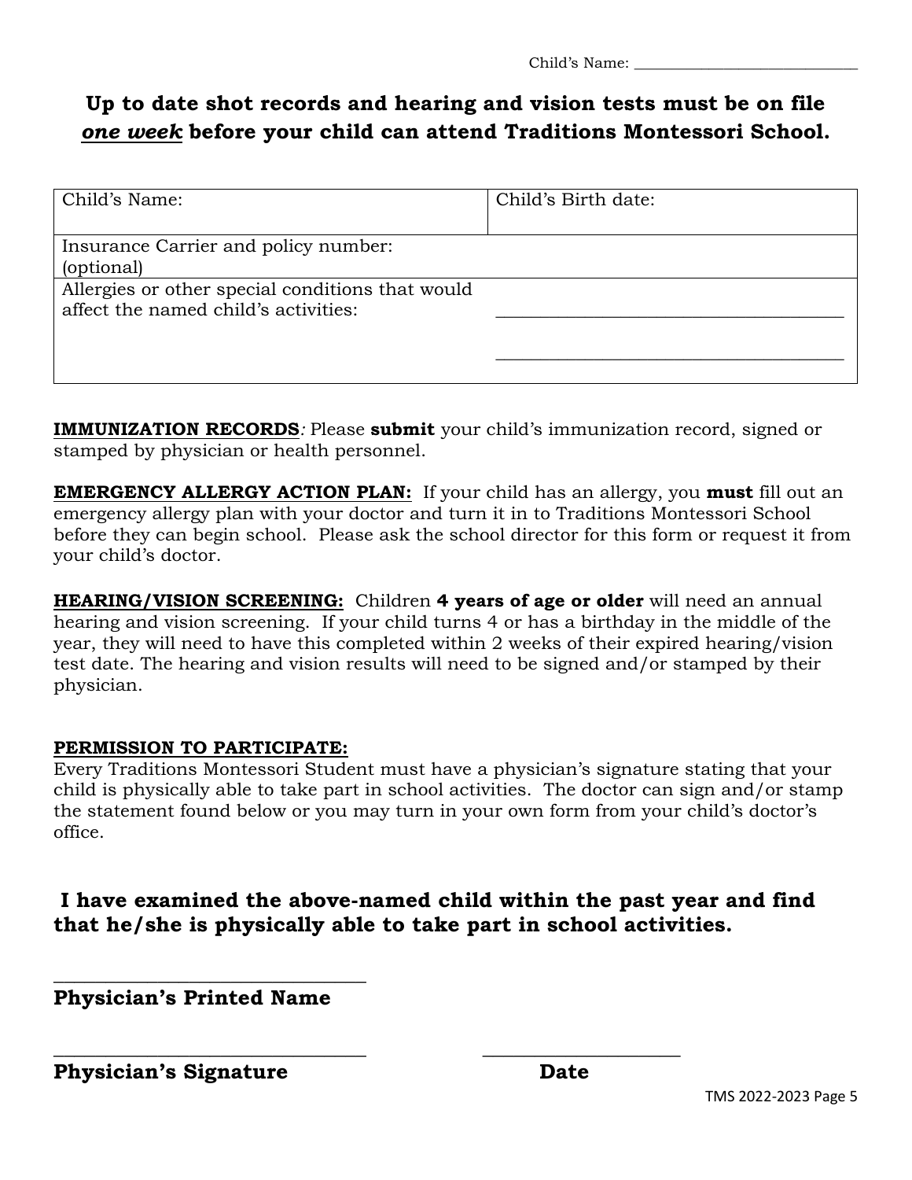Child's Name: ______________________________

**Up to date shot records and hearing and vision tests must be on file *one week* before your child can attend Traditions Montessori School.**

| | |
|---|---|
| Child's Name: | Child's Birth date: |
| Insurance Carrier and policy number: (optional) | |
| Allergies or other special conditions that would affect the named child's activities: | ______________________________________ ______________________________________ |

**IMMUNIZATION RECORDS***:* Please **submit** your child's immunization record, signed or stamped by physician or health personnel.

**EMERGENCY ALLERGY ACTION PLAN:** If your child has an allergy, you **must** fill out an emergency allergy plan with your doctor and turn it in to Traditions Montessori School before they can begin school. Please ask the school director for this form or request it from your child's doctor.

**HEARING/VISION SCREENING:** Children **4 years of age or older** will need an annual hearing and vision screening. If your child turns 4 or has a birthday in the middle of the year, they will need to have this completed within 2 weeks of their expired hearing/vision test date. The hearing and vision results will need to be signed and/or stamped by their physician.

**PERMISSION TO PARTICIPATE:**

Every Traditions Montessori Student must have a physician's signature stating that your child is physically able to take part in school activities. The doctor can sign and/or stamp the statement found below or you may turn in your own form from your child's doctor's office.

**I have examined the above-named child within the past year and find that he/she is physically able to take part in school activities.**

________________________________

**Physician's Printed Name**

________________________________ ____________________

**Physician's Signature** **Date**